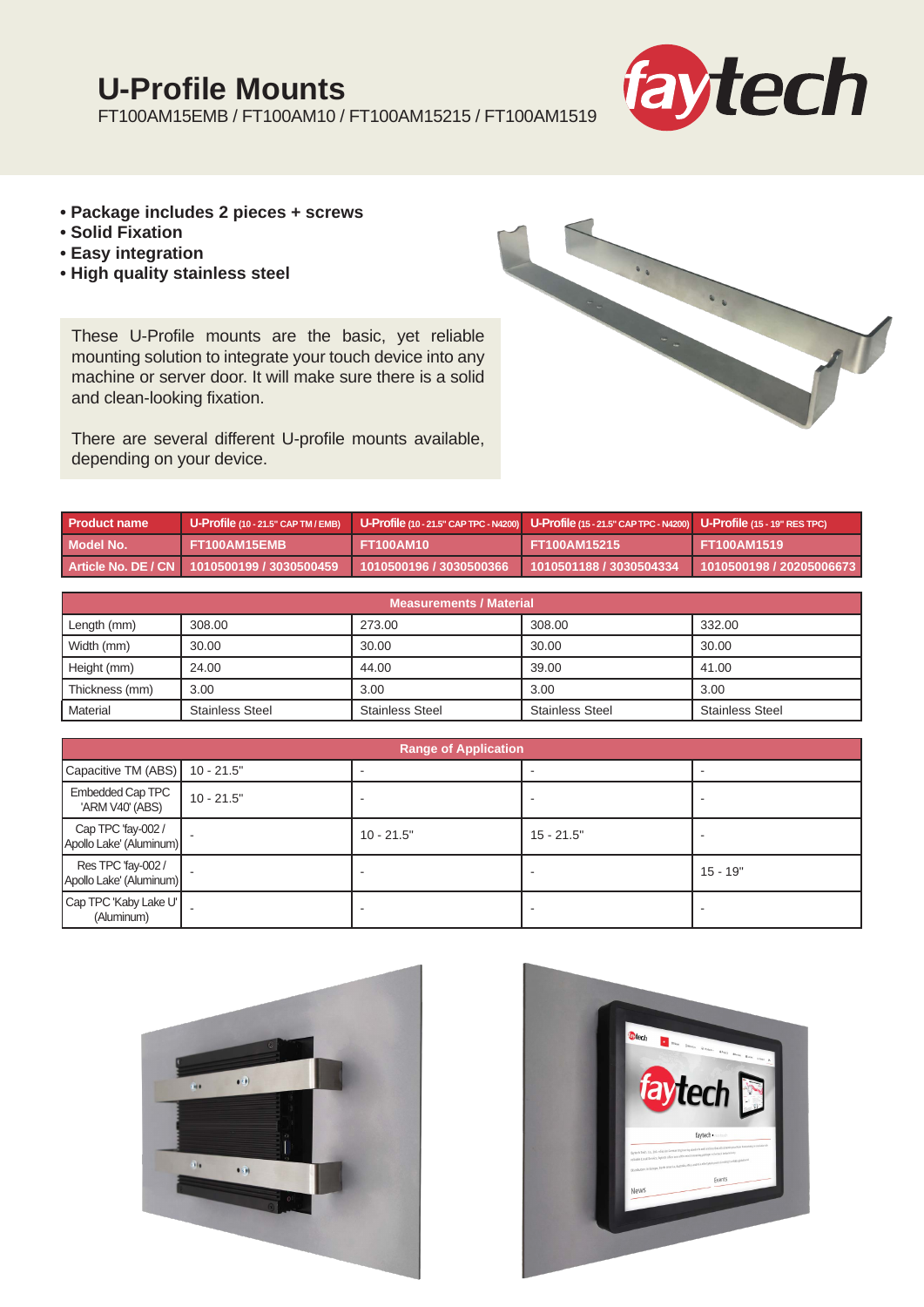# U-Profile Mounts

FT100AM15EMB / FT100AM10 / FT100AM15215 / FT100AM1519

- **Package includes 2 pieces + screws**
- **Solid Fixation**
- **Easy integration**
- **High quality stainless steel**

These U-Profile mounts are the basic, yet reliable mounting solution to integrate your touch device into any machine or server door. It will make sure there is a solid and clean-looking fixation.

There are several different U-profile mounts available, depending on your device.

| Product name | U-Profile (10 - 21.5" CAP TM / EMB) | U-Profile (10 - 21.5" CAP TPC - N4200) | U-Profile (15 - 21.5" CAP TPC - N4200) | U-Profile (15 - 19" RES TPC) |
|---|---|---|---|---|
| Model No. | FT100AM15EMB | FT100AM10 | FT100AM15215 | FT100AM1519 |
| Article No. DE / CN | 1010500199 / 3030500459 | 1010500196 / 3030500366 | 1010501188 / 3030504334 | 1010500198 / 20205006673 |

| Measurements / Material | | | | |
|---|---|---|---|---|
| Length (mm) | 308.00 | 273.00 | 308.00 | 332.00 |
| Width (mm) | 30.00 | 30.00 | 30.00 | 30.00 |
| Height (mm) | 24.00 | 44.00 | 39.00 | 41.00 |
| Thickness (mm) | 3.00 | 3.00 | 3.00 | 3.00 |
| Material | Stainless Steel | Stainless Steel | Stainless Steel | Stainless Steel |

| Range of Application | | | | |
|---|---|---|---|---|
| Capacitive TM (ABS) | 10 - 21.5" | - | - | - |
| Embedded Cap TPC 'ARM V40' (ABS) | 10 - 21.5" | - | - | - |
| Cap TPC 'fay-002 / Apollo Lake' (Aluminum) | - | 10 - 21.5" | 15 - 21.5" | - |
| Res TPC 'fay-002 / Apollo Lake' (Aluminum) | - | - | - | 15 - 19" |
| Cap TPC 'Kaby Lake U' (Aluminum) | - | - | - | - |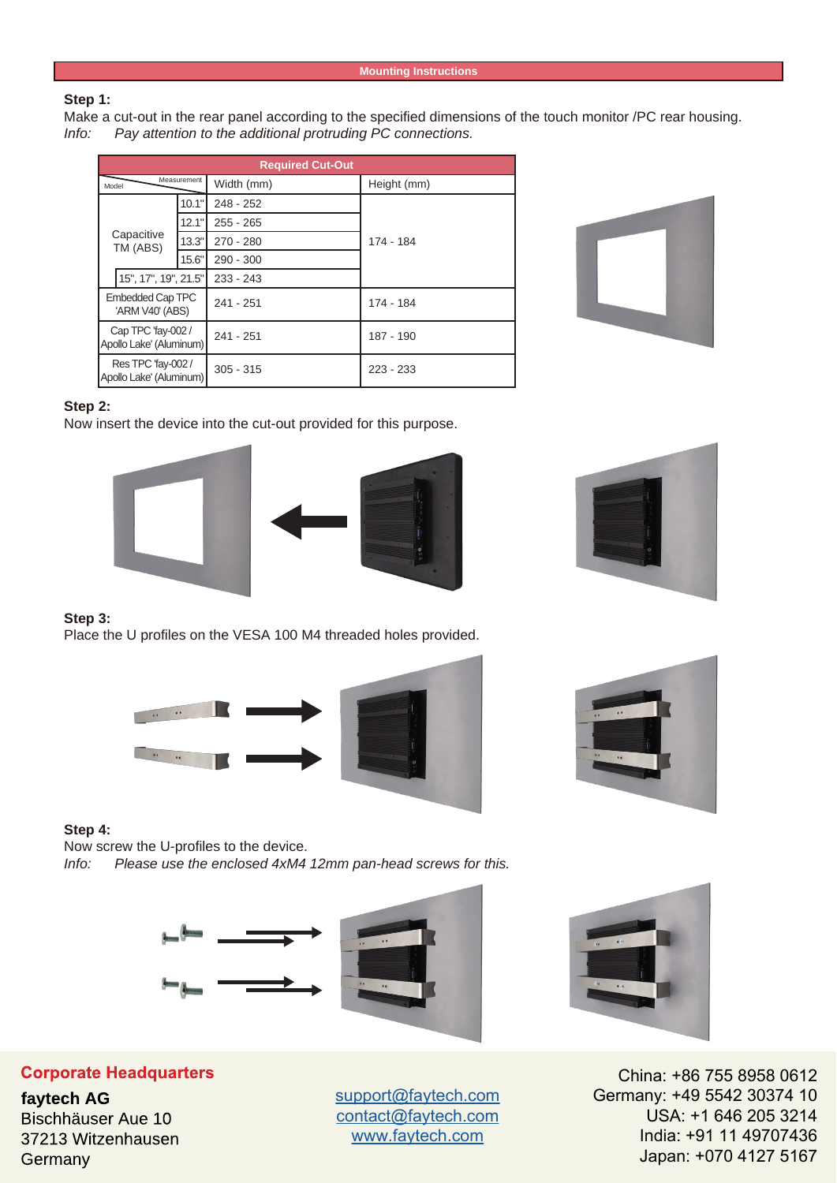## Mounting Instructions

**Step 1:**
Make a cut-out in the rear panel according to the specified dimensions of the touch monitor /PC rear housing.
*Info: Pay attention to the additional protruding PC connections.*

| Required Cut-Out | | | |
|---|---|---|---|
| Model / Measurement | | Width (mm) | Height (mm) |
| Capacitive TM (ABS) | 10.1" | 248 - 252 | 174 - 184 |
| | 12.1" | 255 - 265 | |
| | 13.3" | 270 - 280 | |
| | 15.6" | 290 - 300 | |
| | 15", 17", 19", 21.5" | 233 - 243 | |
| Embedded Cap TPC 'ARM V40' (ABS) | | 241 - 251 | 174 - 184 |
| Cap TPC 'fay-002 / Apollo Lake' (Aluminum) | | 241 - 251 | 187 - 190 |
| Res TPC 'fay-002 / Apollo Lake' (Aluminum) | | 305 - 315 | 223 - 233 |

**Step 2:**
Now insert the device into the cut-out provided for this purpose.

**Step 3:**
Place the U profiles on the VESA 100 M4 threaded holes provided.

**Step 4:**
Now screw the U-profiles to the device.
*Info: Please use the enclosed 4xM4 12mm pan-head screws for this.*

**Corporate Headquarters**

**faytech AG**
Bischhäuser Aue 10
37213 Witzenhausen
Germany

support@faytech.com
contact@faytech.com
www.faytech.com

China: +86 755 8958 0612
Germany: +49 5542 30374 10
USA: +1 646 205 3214
India: +91 11 49707436
Japan: +070 4127 5167